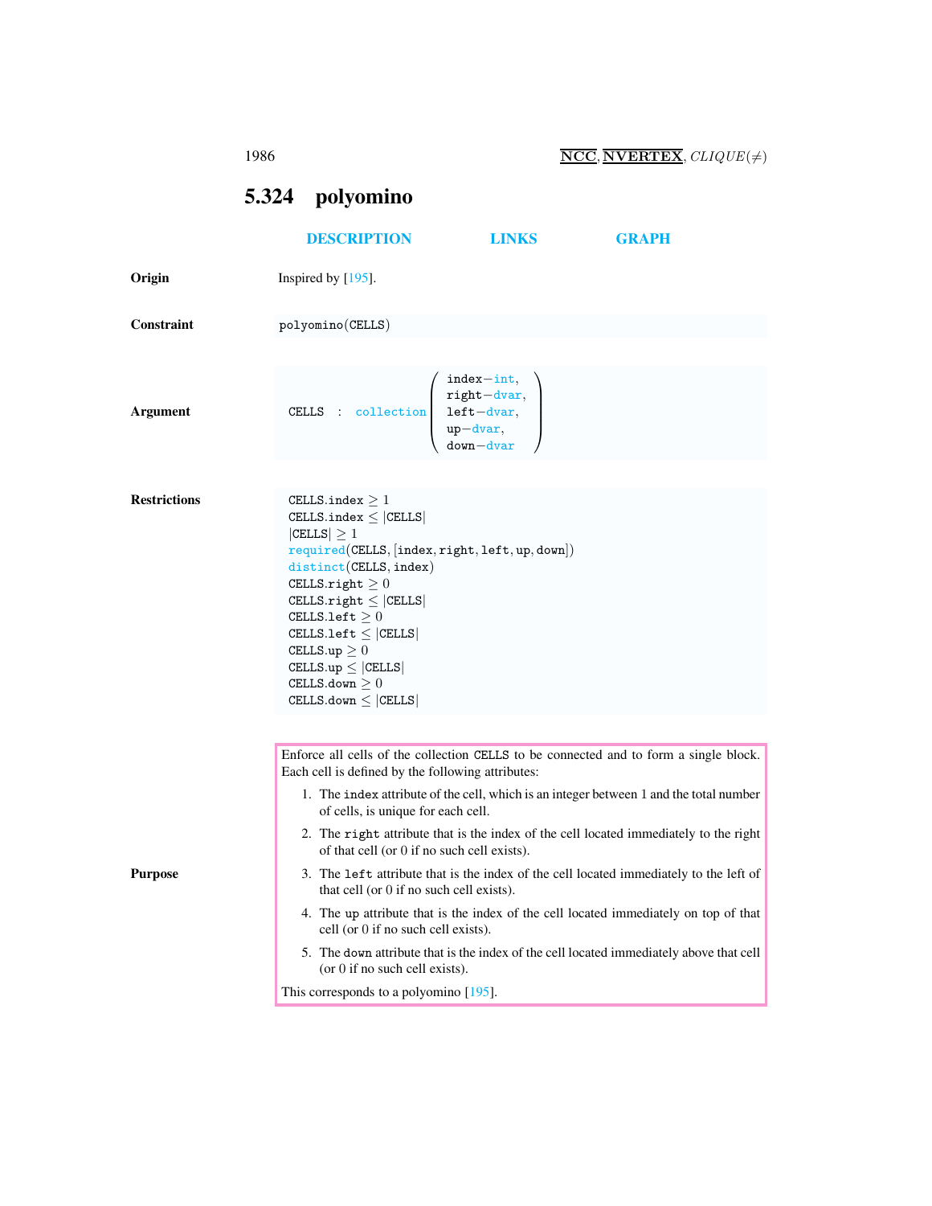## 5.324 polyomino

DESCRIPTION LINKS GRAPH

**Origin**

Inspired by [195].

**Constraint**

polyomino(CELLS)

**Argument**

CELLS : collection(index−int, right−dvar, left−dvar, up−dvar, down−dvar)

**Restrictions**

CELLS.index $\geq 1$
CELLS.index $\leq$ |CELLS|
|CELLS| $\geq 1$
required(CELLS, [index, right, left, up, down])
distinct(CELLS, index)
CELLS.right $\geq 0$
CELLS.right $\leq$ |CELLS|
CELLS.left $\geq 0$
CELLS.left $\leq$ |CELLS|
CELLS.up $\geq 0$
CELLS.up $\leq$ |CELLS|
CELLS.down $\geq 0$
CELLS.down $\leq$ |CELLS|

**Purpose**

Enforce all cells of the collection CELLS to be connected and to form a single block. Each cell is defined by the following attributes:

1. The index attribute of the cell, which is an integer between 1 and the total number of cells, is unique for each cell.
2. The right attribute that is the index of the cell located immediately to the right of that cell (or 0 if no such cell exists).
3. The left attribute that is the index of the cell located immediately to the left of that cell (or 0 if no such cell exists).
4. The up attribute that is the index of the cell located immediately on top of that cell (or 0 if no such cell exists).
5. The down attribute that is the index of the cell located immediately above that cell (or 0 if no such cell exists).

This corresponds to a polyomino [195].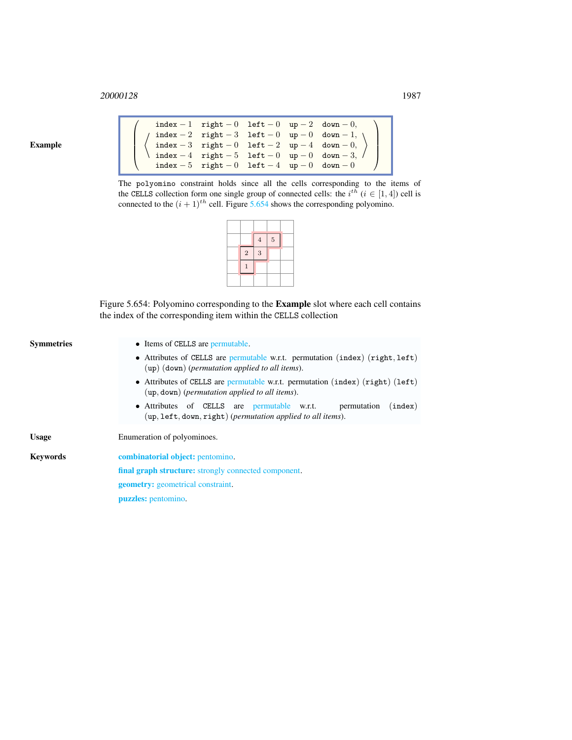## Example

$$\left(\left\langle\begin{array}{lllll}
\texttt{index}-1 & \texttt{right}-0 & \texttt{left}-0 & \texttt{up}-2 & \texttt{down}-0, \\
\texttt{index}-2 & \texttt{right}-3 & \texttt{left}-0 & \texttt{up}-0 & \texttt{down}-1, \\
\texttt{index}-3 & \texttt{right}-0 & \texttt{left}-2 & \texttt{up}-4 & \texttt{down}-0, \\
\texttt{index}-4 & \texttt{right}-5 & \texttt{left}-0 & \texttt{up}-0 & \texttt{down}-3, \\
\texttt{index}-5 & \texttt{right}-0 & \texttt{left}-4 & \texttt{up}-0 & \texttt{down}-0
\end{array}\right\rangle\right)$$

The `polyomino` constraint holds since all the cells corresponding to the items of the `CELLS` collection form one single group of connected cells: the $i^{th}$ ($i \in [1, 4]$) cell is connected to the $(i+1)^{th}$ cell. Figure 5.654 shows the corresponding polyomino.

Figure 5.654: Polyomino corresponding to the **Example** slot where each cell contains the index of the corresponding item within the `CELLS` collection

## Symmetries

- Items of `CELLS` are permutable.
- Attributes of `CELLS` are permutable w.r.t. permutation (`index`) (`right`, `left`) (`up`) (`down`) (*permutation applied to all items*).
- Attributes of `CELLS` are permutable w.r.t. permutation (`index`) (`right`) (`left`) (`up`, `down`) (*permutation applied to all items*).
- Attributes of `CELLS` are permutable w.r.t. permutation (`index`) (`up`, `left`, `down`, `right`) (*permutation applied to all items*).

## Usage

Enumeration of polyominoes.

## Keywords

**combinatorial object:** pentomino.

**final graph structure:** strongly connected component.

**geometry:** geometrical constraint.

**puzzles:** pentomino.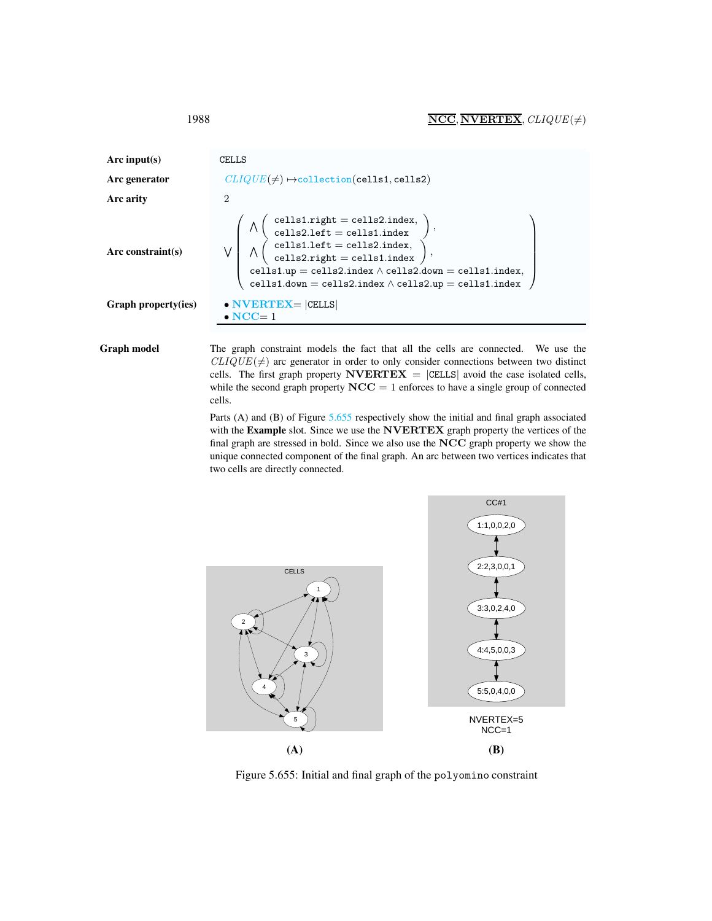| | |
|---|---|
| **Arc input(s)** | CELLS |
| **Arc generator** | $CLIQUE(\neq) \mapsto$collection(cells1, cells2) |
| **Arc arity** | 2 |
| **Arc constraint(s)** | $\bigvee \left( \begin{array}{l} \bigwedge \left( \begin{array}{l} \texttt{cells1.right} = \texttt{cells2.index}, \\ \texttt{cells2.left} = \texttt{cells1.index} \end{array} \right), \\ \bigwedge \left( \begin{array}{l} \texttt{cells1.left} = \texttt{cells2.index}, \\ \texttt{cells2.right} = \texttt{cells1.index} \end{array} \right), \\ \texttt{cells1.up} = \texttt{cells2.index} \wedge \texttt{cells2.down} = \texttt{cells1.index}, \\ \texttt{cells1.down} = \texttt{cells2.index} \wedge \texttt{cells2.up} = \texttt{cells1.index} \end{array} \right)$ |
| **Graph property(ies)** | • **NVERTEX**= \|CELLS\| <br> • **NCC**= 1 |

**Graph model**

The graph constraint models the fact that all the cells are connected. We use the $CLIQUE(\neq)$ arc generator in order to only consider connections between two distinct cells. The first graph property **NVERTEX** = |CELLS| avoid the case isolated cells, while the second graph property **NCC** = 1 enforces to have a single group of connected cells.

Parts (A) and (B) of Figure 5.655 respectively show the initial and final graph associated with the **Example** slot. Since we use the **NVERTEX** graph property the vertices of the final graph are stressed in bold. Since we also use the **NCC** graph property we show the unique connected component of the final graph. An arc between two vertices indicates that two cells are directly connected.

Figure 5.655: Initial and final graph of the polyomino constraint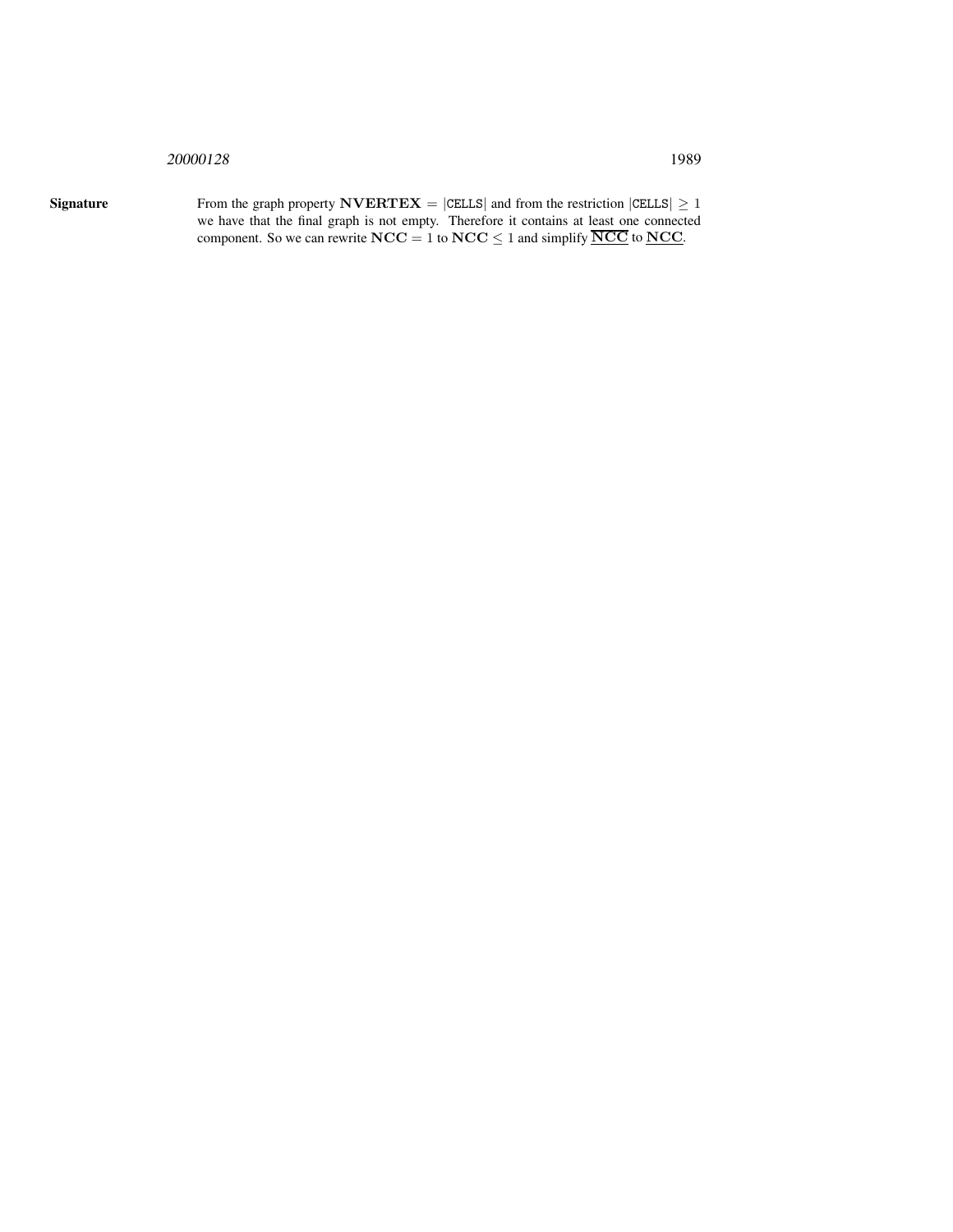**Signature**

From the graph property $\mathbf{NVERTEX} = |\mathtt{CELLS}|$ and from the restriction $|\mathtt{CELLS}| \geq 1$ we have that the final graph is not empty. Therefore it contains at least one connected component. So we can rewrite $\mathbf{NCC} = 1$ to $\mathbf{NCC} \leq 1$ and simplify $\overline{\underline{\mathbf{NCC}}}$ to $\overline{\mathbf{NCC}}$.